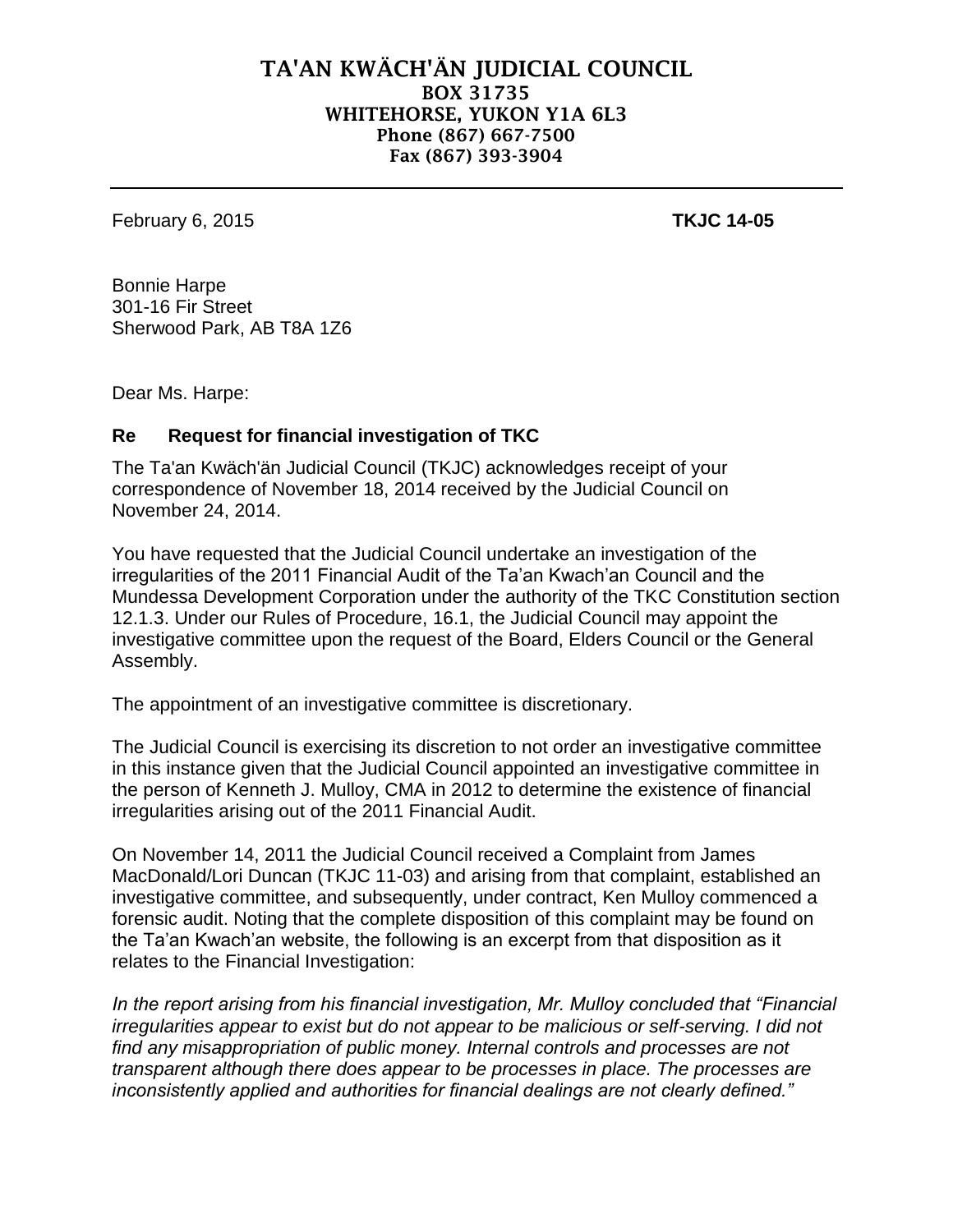# TA'AN KWÄCH'ÄN JUDICIAL COUNCIL

**BOX 31735**
**WHITEHORSE, YUKON Y1A 6L3**
**Phone (867) 667-7500**
**Fax (867) 393-3904**

---

February 6, 2015 **TKJC 14-05**

Bonnie Harpe
301-16 Fir Street
Sherwood Park, AB T8A 1Z6

Dear Ms. Harpe:

**Re Request for financial investigation of TKC**

The Ta'an Kwäch'än Judicial Council (TKJC) acknowledges receipt of your correspondence of November 18, 2014 received by the Judicial Council on November 24, 2014.

You have requested that the Judicial Council undertake an investigation of the irregularities of the 2011 Financial Audit of the Ta'an Kwach'an Council and the Mundessa Development Corporation under the authority of the TKC Constitution section 12.1.3. Under our Rules of Procedure, 16.1, the Judicial Council may appoint the investigative committee upon the request of the Board, Elders Council or the General Assembly.

The appointment of an investigative committee is discretionary.

The Judicial Council is exercising its discretion to not order an investigative committee in this instance given that the Judicial Council appointed an investigative committee in the person of Kenneth J. Mulloy, CMA in 2012 to determine the existence of financial irregularities arising out of the 2011 Financial Audit.

On November 14, 2011 the Judicial Council received a Complaint from James MacDonald/Lori Duncan (TKJC 11-03) and arising from that complaint, established an investigative committee, and subsequently, under contract, Ken Mulloy commenced a forensic audit. Noting that the complete disposition of this complaint may be found on the Ta'an Kwach'an website, the following is an excerpt from that disposition as it relates to the Financial Investigation:

*In the report arising from his financial investigation, Mr. Mulloy concluded that "Financial irregularities appear to exist but do not appear to be malicious or self-serving. I did not find any misappropriation of public money. Internal controls and processes are not transparent although there does appear to be processes in place. The processes are inconsistently applied and authorities for financial dealings are not clearly defined."*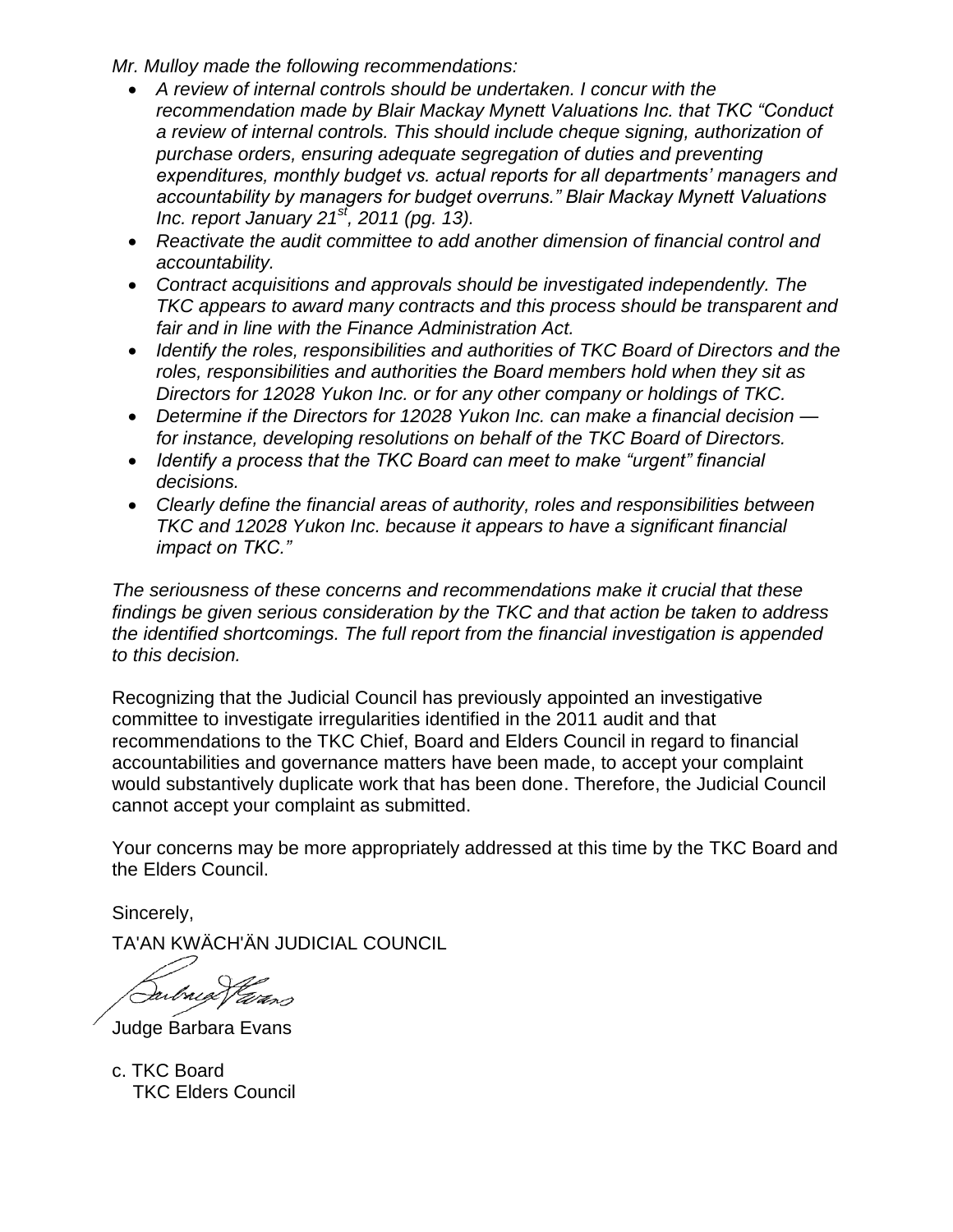*Mr. Mulloy made the following recommendations:*

- *A review of internal controls should be undertaken. I concur with the recommendation made by Blair Mackay Mynett Valuations Inc. that TKC "Conduct a review of internal controls. This should include cheque signing, authorization of purchase orders, ensuring adequate segregation of duties and preventing expenditures, monthly budget vs. actual reports for all departments' managers and accountability by managers for budget overruns." Blair Mackay Mynett Valuations Inc. report January 21st, 2011 (pg. 13).*
- *Reactivate the audit committee to add another dimension of financial control and accountability.*
- *Contract acquisitions and approvals should be investigated independently. The TKC appears to award many contracts and this process should be transparent and fair and in line with the Finance Administration Act.*
- *Identify the roles, responsibilities and authorities of TKC Board of Directors and the roles, responsibilities and authorities the Board members hold when they sit as Directors for 12028 Yukon Inc. or for any other company or holdings of TKC.*
- *Determine if the Directors for 12028 Yukon Inc. can make a financial decision — for instance, developing resolutions on behalf of the TKC Board of Directors.*
- *Identify a process that the TKC Board can meet to make "urgent" financial decisions.*
- *Clearly define the financial areas of authority, roles and responsibilities between TKC and 12028 Yukon Inc. because it appears to have a significant financial impact on TKC."*

*The seriousness of these concerns and recommendations make it crucial that these findings be given serious consideration by the TKC and that action be taken to address the identified shortcomings. The full report from the financial investigation is appended to this decision.*

Recognizing that the Judicial Council has previously appointed an investigative committee to investigate irregularities identified in the 2011 audit and that recommendations to the TKC Chief, Board and Elders Council in regard to financial accountabilities and governance matters have been made, to accept your complaint would substantively duplicate work that has been done. Therefore, the Judicial Council cannot accept your complaint as submitted.

Your concerns may be more appropriately addressed at this time by the TKC Board and the Elders Council.

Sincerely,

TA'AN KWÄCH'ÄN JUDICIAL COUNCIL

Judge Barbara Evans

c. TKC Board
TKC Elders Council